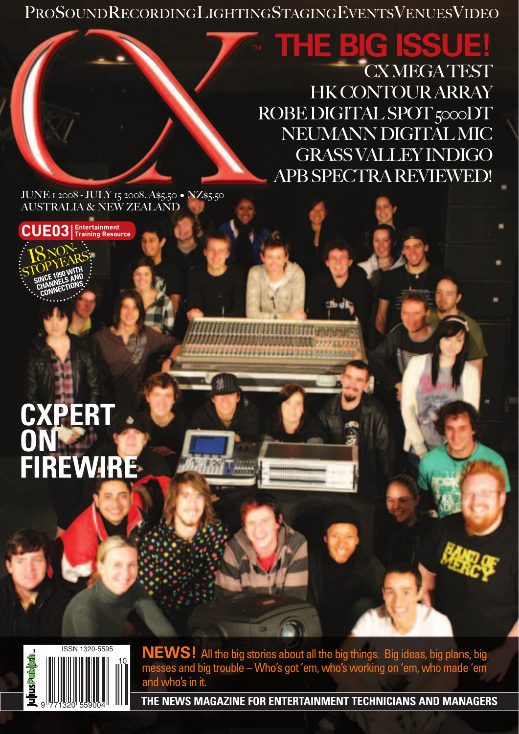PROSOUNDRECORDINGLIGHTINGSTAGINGEVENTSVENUESVIDEO

# CX

# THE BIG ISSUE!

CX MEGA TEST
HK CONTOUR ARRAY
ROBE DIGITAL SPOT 5000DT
NEUMANN DIGITAL MIC
GRASS VALLEY INDIGO
APB SPECTRA REVIEWED!

JUNE 1 2008 - JULY 15 2008. A$5.50 • NZ$5.50
AUSTRALIA & NEW ZEALAND

CUE03 | Entertainment Training Resource

18 NON-STOP YEARS
SINCE 1990 WITH CHANNELS AND CONNECTIONS

## CXPERT ON FIREWIRE

ISSN 1320-5595

9 771320 559004 10

JuliusPublish

**NEWS!** All the big stories about all the big things. Big ideas, big plans, big messes and big trouble – Who's got 'em, who's working on 'em, who made 'em and who's in it.

**THE NEWS MAGAZINE FOR ENTERTAINMENT TECHNICIANS AND MANAGERS**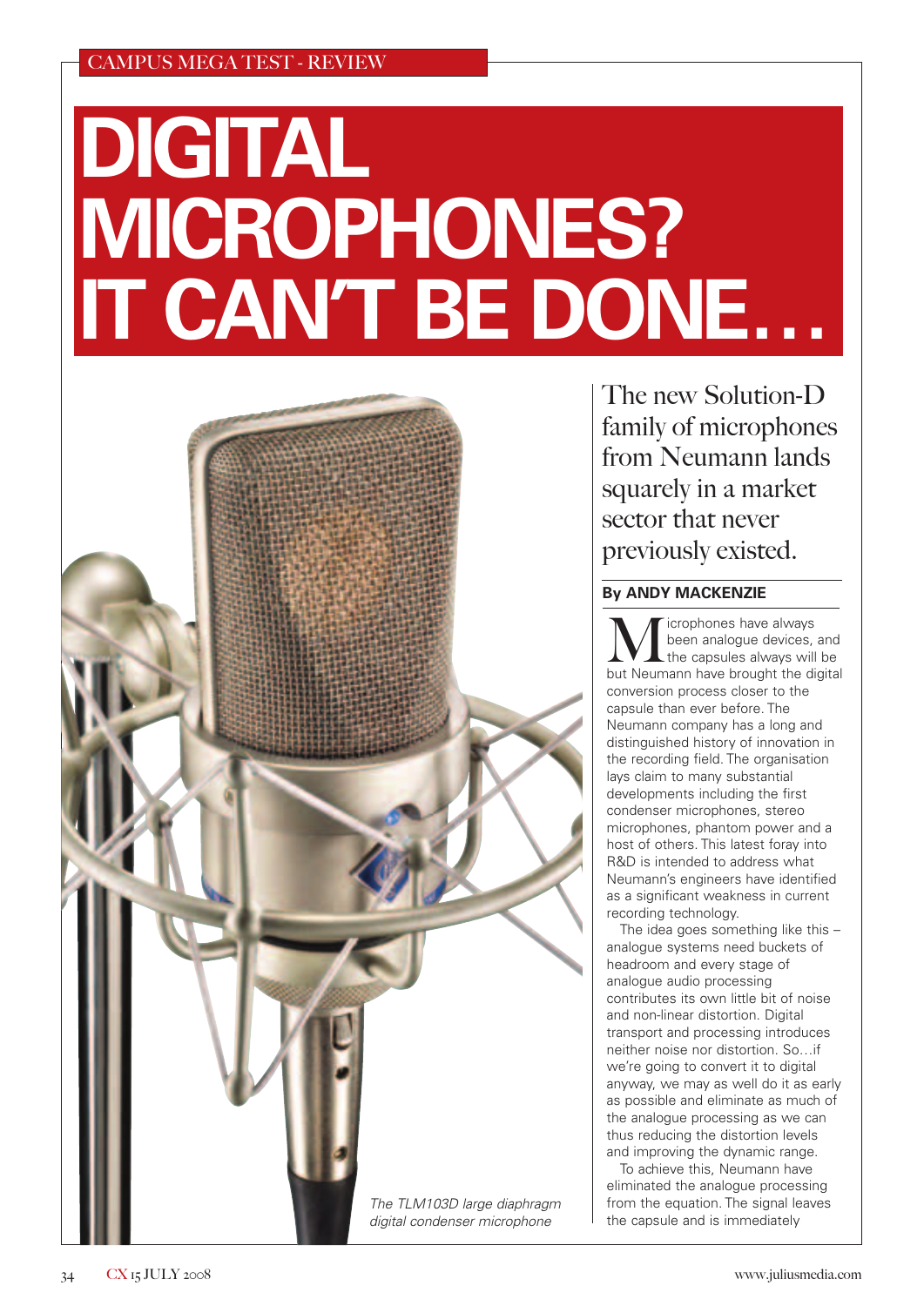CAMPUS MEGA TEST - REVIEW

# DIGITAL MICROPHONES? IT CAN'T BE DONE…

The new Solution-D family of microphones from Neumann lands squarely in a market sector that never previously existed.

**By ANDY MACKENZIE**

Microphones have always been analogue devices, and the capsules always will be but Neumann have brought the digital conversion process closer to the capsule than ever before. The Neumann company has a long and distinguished history of innovation in the recording field. The organisation lays claim to many substantial developments including the first condenser microphones, stereo microphones, phantom power and a host of others. This latest foray into R&D is intended to address what Neumann's engineers have identified as a significant weakness in current recording technology.

The idea goes something like this – analogue systems need buckets of headroom and every stage of analogue audio processing contributes its own little bit of noise and non-linear distortion. Digital transport and processing introduces neither noise nor distortion. So…if we're going to convert it to digital anyway, we may as well do it as early as possible and eliminate as much of the analogue processing as we can thus reducing the distortion levels and improving the dynamic range.

To achieve this, Neumann have eliminated the analogue processing from the equation. The signal leaves the capsule and is immediately

*The TLM103D large diaphragm digital condenser microphone*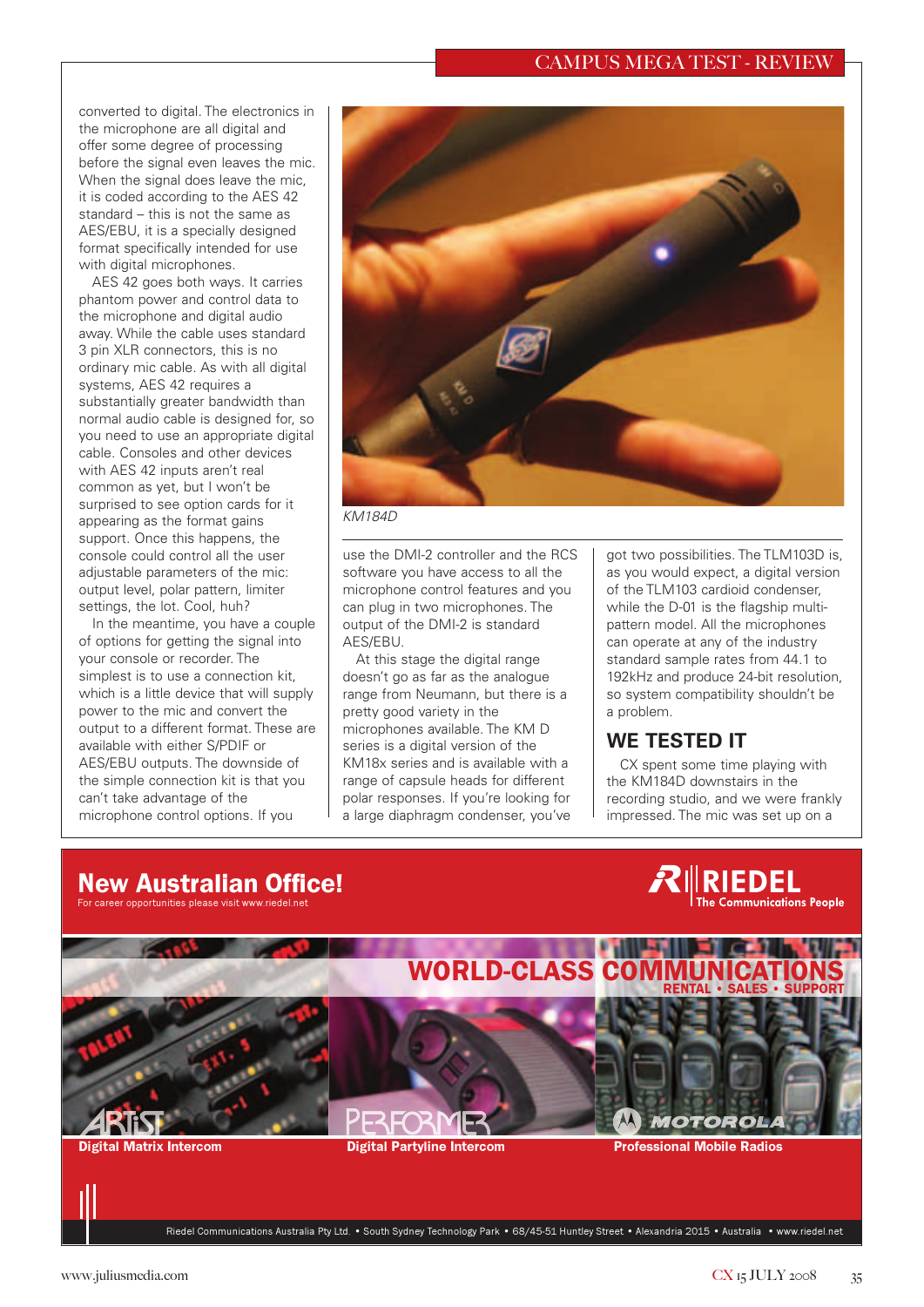converted to digital. The electronics in the microphone are all digital and offer some degree of processing before the signal even leaves the mic. When the signal does leave the mic, it is coded according to the AES 42 standard – this is not the same as AES/EBU, it is a specially designed format specifically intended for use with digital microphones.

AES 42 goes both ways. It carries phantom power and control data to the microphone and digital audio away. While the cable uses standard 3 pin XLR connectors, this is no ordinary mic cable. As with all digital systems, AES 42 requires a substantially greater bandwidth than normal audio cable is designed for, so you need to use an appropriate digital cable. Consoles and other devices with AES 42 inputs aren't real common as yet, but I won't be surprised to see option cards for it appearing as the format gains support. Once this happens, the console could control all the user adjustable parameters of the mic: output level, polar pattern, limiter settings, the lot. Cool, huh?

In the meantime, you have a couple of options for getting the signal into your console or recorder. The simplest is to use a connection kit, which is a little device that will supply power to the mic and convert the output to a different format. These are available with either S/PDIF or AES/EBU outputs. The downside of the simple connection kit is that you can't take advantage of the microphone control options. If you use the DMI-2 controller and the RCS software you have access to all the microphone control features and you can plug in two microphones. The output of the DMI-2 is standard AES/EBU.

*KM184D*

At this stage the digital range doesn't go as far as the analogue range from Neumann, but there is a pretty good variety in the microphones available. The KM D series is a digital version of the KM18x series and is available with a range of capsule heads for different polar responses. If you're looking for a large diaphragm condenser, you've got two possibilities. The TLM103D is, as you would expect, a digital version of the TLM103 cardioid condenser, while the D-01 is the flagship multi-pattern model. All the microphones can operate at any of the industry standard sample rates from 44.1 to 192kHz and produce 24-bit resolution, so system compatibility shouldn't be a problem.

## WE TESTED IT

CX spent some time playing with the KM184D downstairs in the recording studio, and we were frankly impressed. The mic was set up on a

**New Australian Office!**
For career opportunities please visit www.riedel.net

RIEDEL The Communications People

WORLD-CLASS COMMUNICATIONS
RENTAL • SALES • SUPPORT

ARTIST — Digital Matrix Intercom
PERFORMER — Digital Partyline Intercom
MOTOROLA — Professional Mobile Radios

Riedel Communications Australia Pty Ltd. • South Sydney Technology Park • 68/45-51 Huntley Street • Alexandria 2015 • Australia • www.riedel.net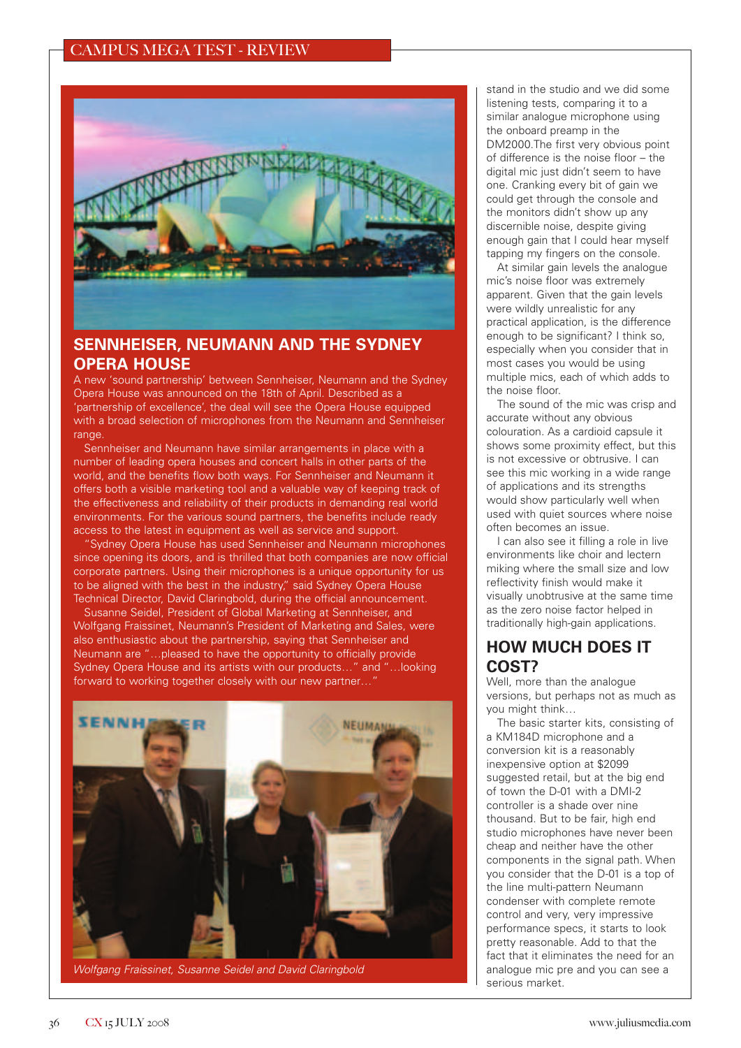## SENNHEISER, NEUMANN AND THE SYDNEY OPERA HOUSE

A new 'sound partnership' between Sennheiser, Neumann and the Sydney Opera House was announced on the 18th of April. Described as a 'partnership of excellence', the deal will see the Opera House equipped with a broad selection of microphones from the Neumann and Sennheiser range.

Sennheiser and Neumann have similar arrangements in place with a number of leading opera houses and concert halls in other parts of the world, and the benefits flow both ways. For Sennheiser and Neumann it offers both a visible marketing tool and a valuable way of keeping track of the effectiveness and reliability of their products in demanding real world environments. For the various sound partners, the benefits include ready access to the latest in equipment as well as service and support.

"Sydney Opera House has used Sennheiser and Neumann microphones since opening its doors, and is thrilled that both companies are now official corporate partners. Using their microphones is a unique opportunity for us to be aligned with the best in the industry," said Sydney Opera House Technical Director, David Claringbold, during the official announcement.

Susanne Seidel, President of Global Marketing at Sennheiser, and Wolfgang Fraissinet, Neumann's President of Marketing and Sales, were also enthusiastic about the partnership, saying that Sennheiser and Neumann are "…pleased to have the opportunity to officially provide Sydney Opera House and its artists with our products…" and "…looking forward to working together closely with our new partner…"

*Wolfgang Fraissinet, Susanne Seidel and David Claringbold*

stand in the studio and we did some listening tests, comparing it to a similar analogue microphone using the onboard preamp in the DM2000.The first very obvious point of difference is the noise floor – the digital mic just didn't seem to have one. Cranking every bit of gain we could get through the console and the monitors didn't show up any discernible noise, despite giving enough gain that I could hear myself tapping my fingers on the console.

At similar gain levels the analogue mic's noise floor was extremely apparent. Given that the gain levels were wildly unrealistic for any practical application, is the difference enough to be significant? I think so, especially when you consider that in most cases you would be using multiple mics, each of which adds to the noise floor.

The sound of the mic was crisp and accurate without any obvious colouration. As a cardioid capsule it shows some proximity effect, but this is not excessive or obtrusive. I can see this mic working in a wide range of applications and its strengths would show particularly well when used with quiet sources where noise often becomes an issue.

I can also see it filling a role in live environments like choir and lectern miking where the small size and low reflectivity finish would make it visually unobtrusive at the same time as the zero noise factor helped in traditionally high-gain applications.

## HOW MUCH DOES IT COST?

Well, more than the analogue versions, but perhaps not as much as you might think…

The basic starter kits, consisting of a KM184D microphone and a conversion kit is a reasonably inexpensive option at $2099 suggested retail, but at the big end of town the D-01 with a DMI-2 controller is a shade over nine thousand. But to be fair, high end studio microphones have never been cheap and neither have the other components in the signal path. When you consider that the D-01 is a top of the line multi-pattern Neumann condenser with complete remote control and very, very impressive performance specs, it starts to look pretty reasonable. Add to that the fact that it eliminates the need for an analogue mic pre and you can see a serious market.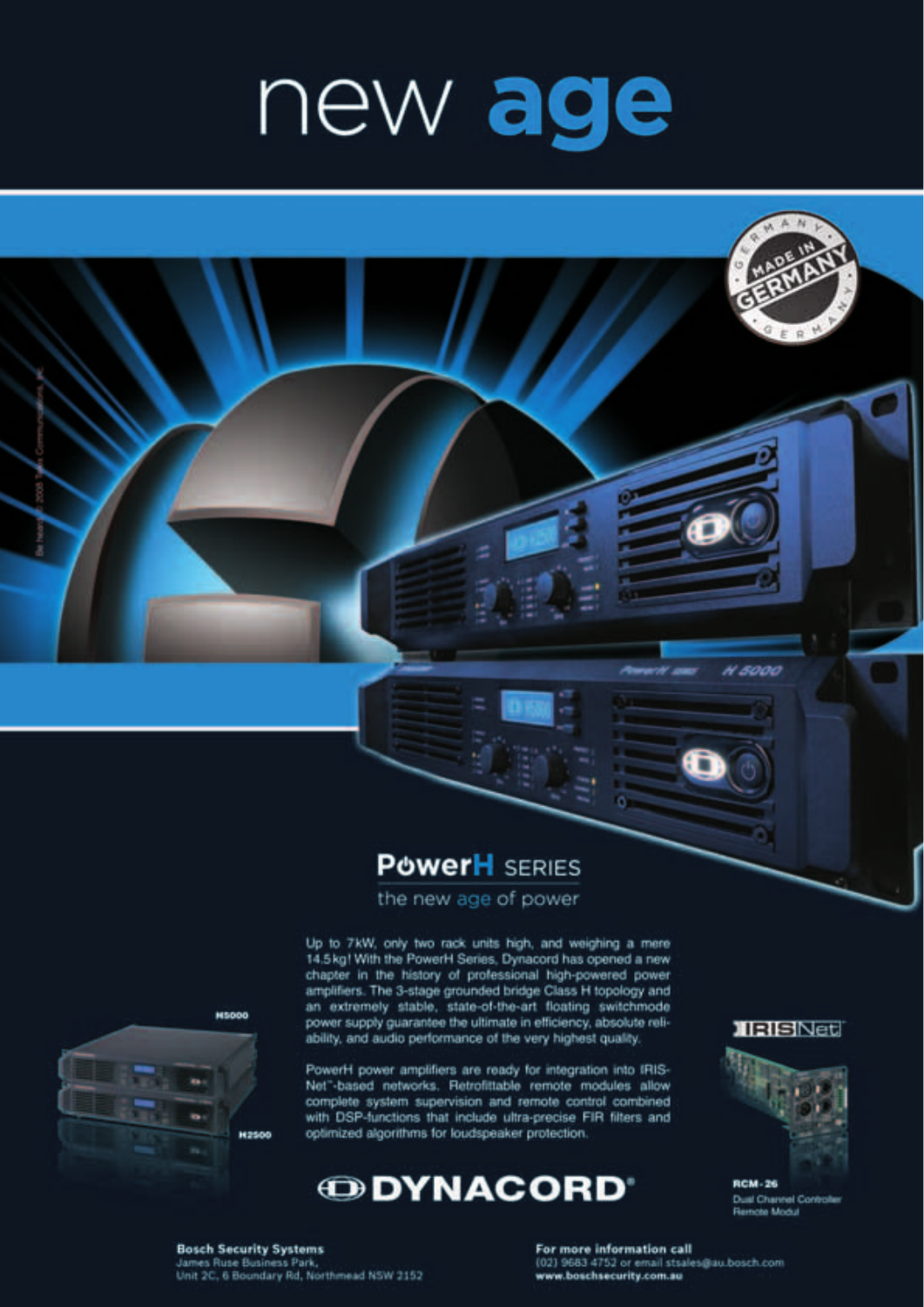# new age

## PowerH SERIES

the new age of power

Up to 7kW, only two rack units high, and weighing a mere 14.5kg! With the PowerH Series, Dynacord has opened a new chapter in the history of professional high-powered power amplifiers. The 3-stage grounded bridge Class H topology and an extremely stable, state-of-the-art floating switchmode power supply guarantee the ultimate in efficiency, absolute reliability, and audio performance of the very highest quality.

PowerH power amplifiers are ready for integration into IRIS-Net™-based networks. Retrofittable remote modules allow complete system supervision and remote control combined with DSP-functions that include ultra-precise FIR filters and optimized algorithms for loudspeaker protection.

H5000

H2500

IRISNet

RCM-26
Dual Channel Controller Remote Modul

MADE IN GERMANY

**DYNACORD**®

**Bosch Security Systems**
James Ruse Business Park,
Unit 2C, 6 Boundary Rd, Northmead NSW 2152

**For more information call**
(02) 9683 4752 or email stsales@au.bosch.com
**www.boschsecurity.com.au**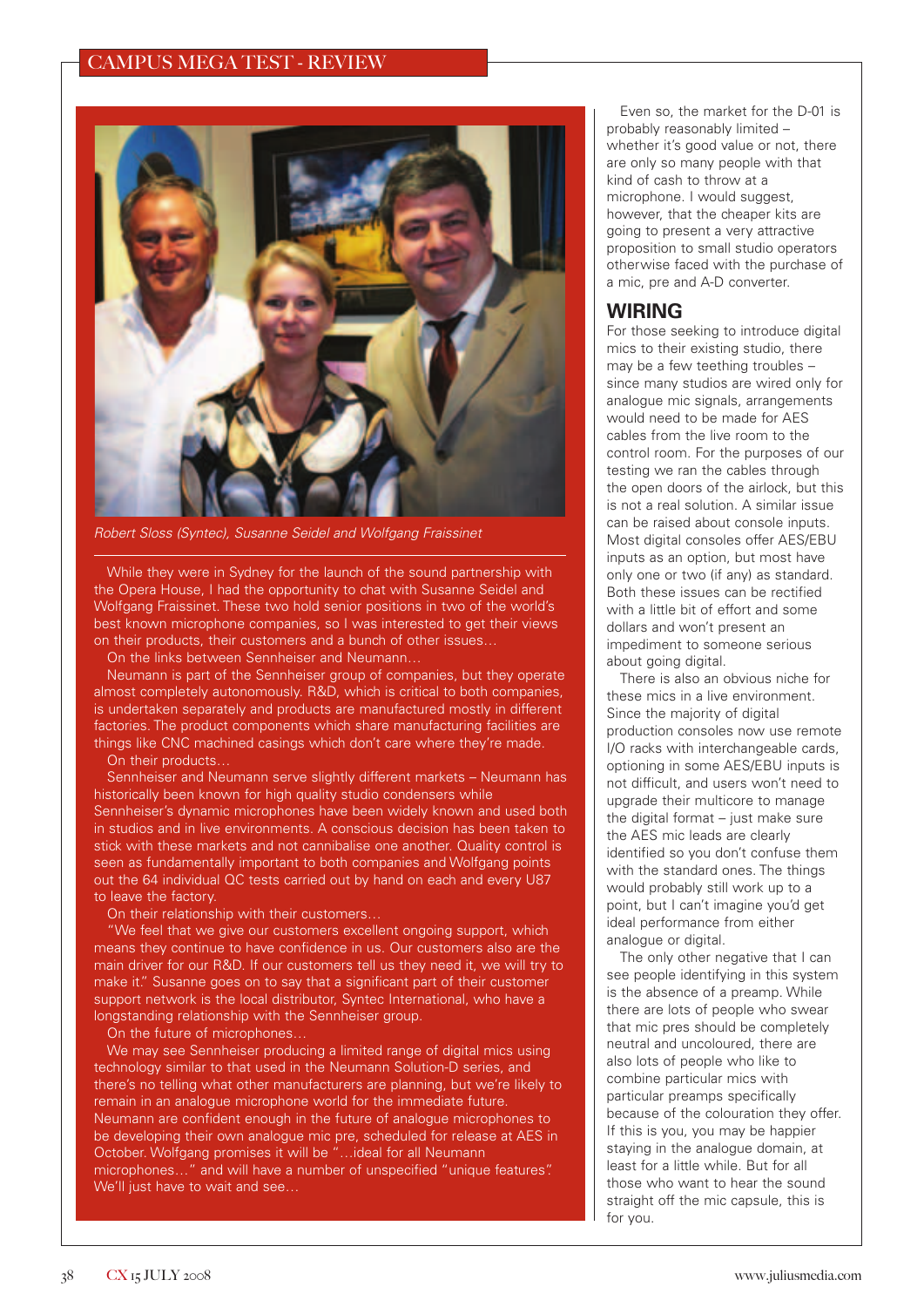Robert Sloss (Syntec), Susanne Seidel and Wolfgang Fraissinet

While they were in Sydney for the launch of the sound partnership with the Opera House, I had the opportunity to chat with Susanne Seidel and Wolfgang Fraissinet. These two hold senior positions in two of the world's best known microphone companies, so I was interested to get their views on their products, their customers and a bunch of other issues…

On the links between Sennheiser and Neumann…

Neumann is part of the Sennheiser group of companies, but they operate almost completely autonomously. R&D, which is critical to both companies, is undertaken separately and products are manufactured mostly in different factories. The product components which share manufacturing facilities are things like CNC machined casings which don't care where they're made.

On their products…

Sennheiser and Neumann serve slightly different markets – Neumann has historically been known for high quality studio condensers while Sennheiser's dynamic microphones have been widely known and used both in studios and in live environments. A conscious decision has been taken to stick with these markets and not cannibalise one another. Quality control is seen as fundamentally important to both companies and Wolfgang points out the 64 individual QC tests carried out by hand on each and every U87 to leave the factory.

On their relationship with their customers…

"We feel that we give our customers excellent ongoing support, which means they continue to have confidence in us. Our customers also are the main driver for our R&D. If our customers tell us they need it, we will try to make it." Susanne goes on to say that a significant part of their customer support network is the local distributor, Syntec International, who have a longstanding relationship with the Sennheiser group.

On the future of microphones…

We may see Sennheiser producing a limited range of digital mics using technology similar to that used in the Neumann Solution-D series, and there's no telling what other manufacturers are planning, but we're likely to remain in an analogue microphone world for the immediate future. Neumann are confident enough in the future of analogue microphones to be developing their own analogue mic pre, scheduled for release at AES in October. Wolfgang promises it will be "…ideal for all Neumann microphones…" and will have a number of unspecified "unique features". We'll just have to wait and see…

Even so, the market for the D-01 is probably reasonably limited – whether it's good value or not, there are only so many people with that kind of cash to throw at a microphone. I would suggest, however, that the cheaper kits are going to present a very attractive proposition to small studio operators otherwise faced with the purchase of a mic, pre and A-D converter.

## WIRING

For those seeking to introduce digital mics to their existing studio, there may be a few teething troubles – since many studios are wired only for analogue mic signals, arrangements would need to be made for AES cables from the live room to the control room. For the purposes of our testing we ran the cables through the open doors of the airlock, but this is not a real solution. A similar issue can be raised about console inputs. Most digital consoles offer AES/EBU inputs as an option, but most have only one or two (if any) as standard. Both these issues can be rectified with a little bit of effort and some dollars and won't present an impediment to someone serious about going digital.

There is also an obvious niche for these mics in a live environment. Since the majority of digital production consoles now use remote I/O racks with interchangeable cards, optioning in some AES/EBU inputs is not difficult, and users won't need to upgrade their multicore to manage the digital format – just make sure the AES mic leads are clearly identified so you don't confuse them with the standard ones. The things would probably still work up to a point, but I can't imagine you'd get ideal performance from either analogue or digital.

The only other negative that I can see people identifying in this system is the absence of a preamp. While there are lots of people who swear that mic pres should be completely neutral and uncoloured, there are also lots of people who like to combine particular mics with particular preamps specifically because of the colouration they offer. If this is you, you may be happier staying in the analogue domain, at least for a little while. But for all those who want to hear the sound straight off the mic capsule, this is for you.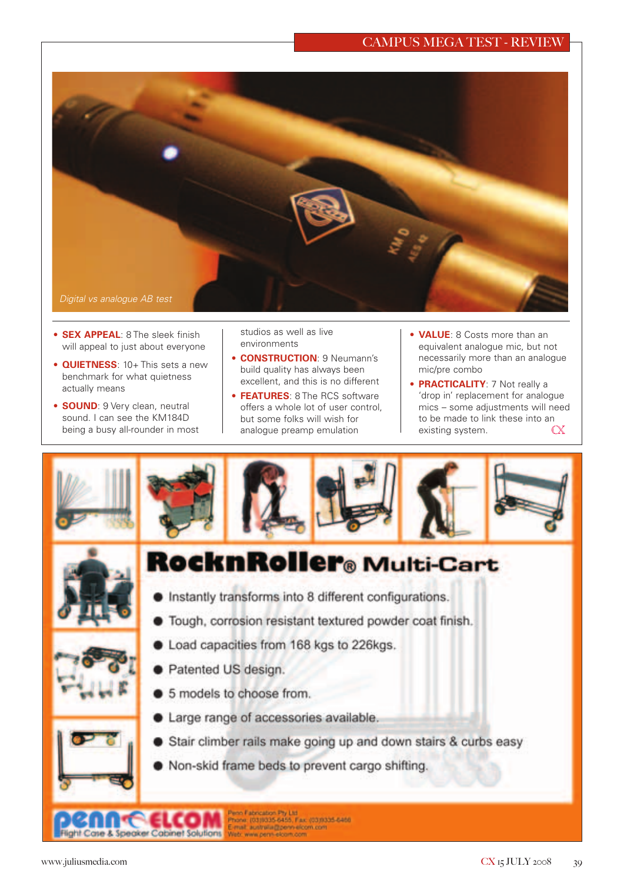*Digital vs analogue AB test*

- **SEX APPEAL**: 8 The sleek finish will appeal to just about everyone
- **QUIETNESS**: 10+ This sets a new benchmark for what quietness actually means
- **SOUND**: 9 Very clean, neutral sound. I can see the KM184D being a busy all-rounder in most studios as well as live environments
- **CONSTRUCTION**: 9 Neumann's build quality has always been excellent, and this is no different
- **FEATURES**: 8 The RCS software offers a whole lot of user control, but some folks will wish for analogue preamp emulation
- **VALUE**: 8 Costs more than an equivalent analogue mic, but not necessarily more than an analogue mic/pre combo
- **PRACTICALITY**: 7 Not really a 'drop in' replacement for analogue mics – some adjustments will need to be made to link these into an existing system.

# RocknRoller® Multi-Cart

- Instantly transforms into 8 different configurations.
- Tough, corrosion resistant textured powder coat finish.
- Load capacities from 168 kgs to 226kgs.
- Patented US design.
- 5 models to choose from.
- Large range of accessories available.
- Stair climber rails make going up and down stairs & curbs easy
- Non-skid frame beds to prevent cargo shifting.

**penn elcom** Flight Case & Speaker Cabinet Solutions

Penn Fabrication Pty Ltd
Phone: (03)9335-6455, Fax: (03)9335-6466
E-mail: australia@penn-elcom.com
Web: www.penn-elcom.com